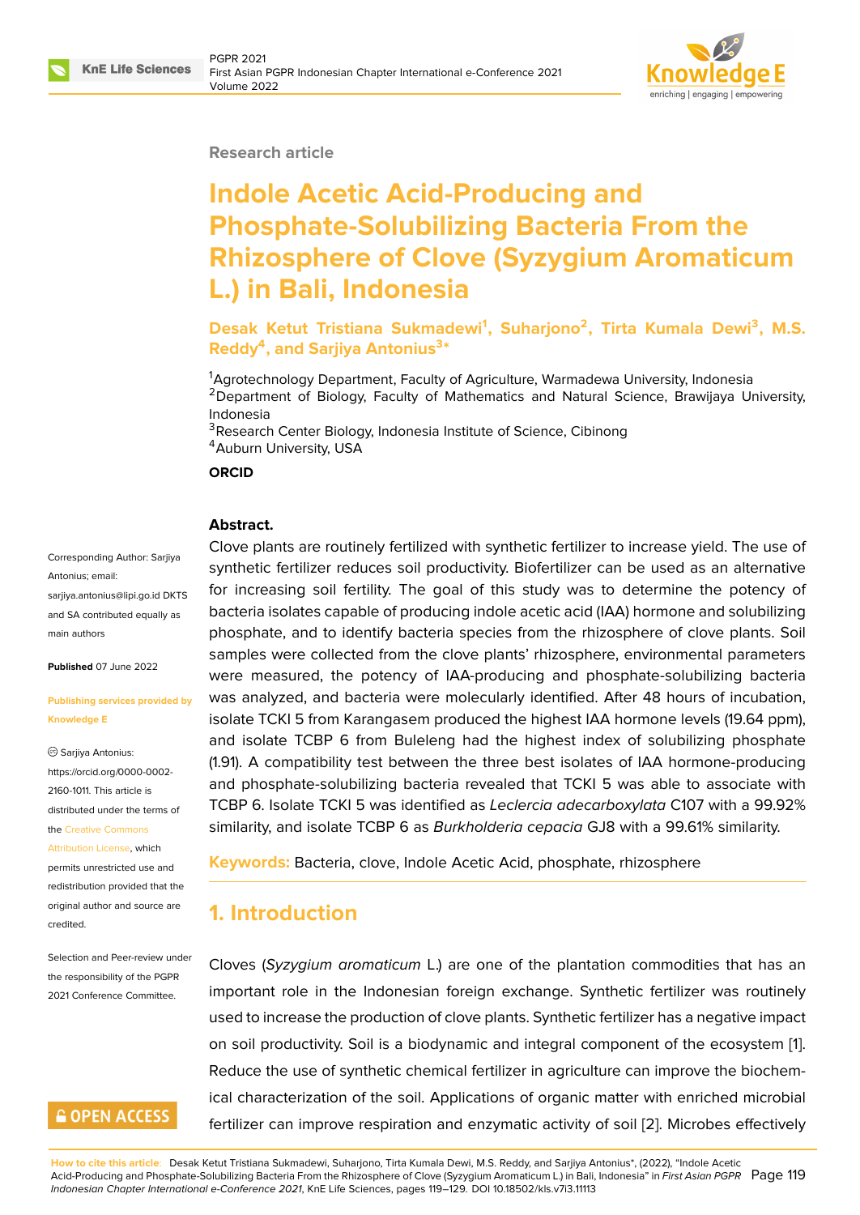**Research article**

# Indole Acetic Acid-Producing and Phosphate-Solubilizing Bacteria From the Rhizosphere of Clove (Syzygium Aromaticum L.) in Bali, Indonesia

**Desak Ketut Tristiana Sukmadewi[1], Suharjono[2], Tirta Kumala Dewi[3], M.S. Reddy[4], and Sarjiya Antonius[3]***

[1]Agrotechnology Department, Faculty of Agriculture, Warmadewa University, Indonesia
[2]Department of Biology, Faculty of Mathematics and Natural Science, Brawijaya University, Indonesia
[3]Research Center Biology, Indonesia Institute of Science, Cibinong
[4]Auburn University, USA

**ORCID**

Sarjiya Antonius: https://orcid.org/0000-0002-2160-1011

Corresponding Author: Sarjiya Antonius; email: sarjiya.antonius@lipi.go.id DKTS and SA contributed equally as main authors

**Published** 07 June 2022

**Publishing services provided by Knowledge E**

This article is distributed under the terms of the Creative Commons Attribution License, which permits unrestricted use and redistribution provided that the original author and source are credited.

Selection and Peer-review under the responsibility of the PGPR 2021 Conference Committee.

**Abstract.**
Clove plants are routinely fertilized with synthetic fertilizer to increase yield. The use of synthetic fertilizer reduces soil productivity. Biofertilizer can be used as an alternative for increasing soil fertility. The goal of this study was to determine the potency of bacteria isolates capable of producing indole acetic acid (IAA) hormone and solubilizing phosphate, and to identify bacteria species from the rhizosphere of clove plants. Soil samples were collected from the clove plants' rhizosphere, environmental parameters were measured, the potency of IAA-producing and phosphate-solubilizing bacteria was analyzed, and bacteria were molecularly identified. After 48 hours of incubation, isolate TCKI 5 from Karangasem produced the highest IAA hormone levels (19.64 ppm), and isolate TCBP 6 from Buleleng had the highest index of solubilizing phosphate (1.91). A compatibility test between the three best isolates of IAA hormone-producing and phosphate-solubilizing bacteria revealed that TCKI 5 was able to associate with TCBP 6. Isolate TCKI 5 was identified as *Leclercia adecarboxylata* C107 with a 99.92% similarity, and isolate TCBP 6 as *Burkholderia cepacia* GJ8 with a 99.61% similarity.

**Keywords:** Bacteria, clove, Indole Acetic Acid, phosphate, rhizosphere

## 1. Introduction

Cloves (*Syzygium aromaticum* L.) are one of the plantation commodities that has an important role in the Indonesian foreign exchange. Synthetic fertilizer was routinely used to increase the production of clove plants. Synthetic fertilizer has a negative impact on soil productivity. Soil is a biodynamic and integral component of the ecosystem [1]. Reduce the use of synthetic chemical fertilizer in agriculture can improve the biochemical characterization of the soil. Applications of organic matter with enriched microbial fertilizer can improve respiration and enzymatic activity of soil [2]. Microbes effectively

**How to cite this article**: Desak Ketut Tristiana Sukmadewi, Suharjono, Tirta Kumala Dewi, M.S. Reddy, and Sarjiya Antonius*, (2022), "Indole Acetic Acid-Producing and Phosphate-Solubilizing Bacteria From the Rhizosphere of Clove (Syzygium Aromaticum L.) in Bali, Indonesia" in *First Asian PGPR Indonesian Chapter International e-Conference 2021*, KnE Life Sciences, pages 119–129. DOI 10.18502/kls.v7i3.11113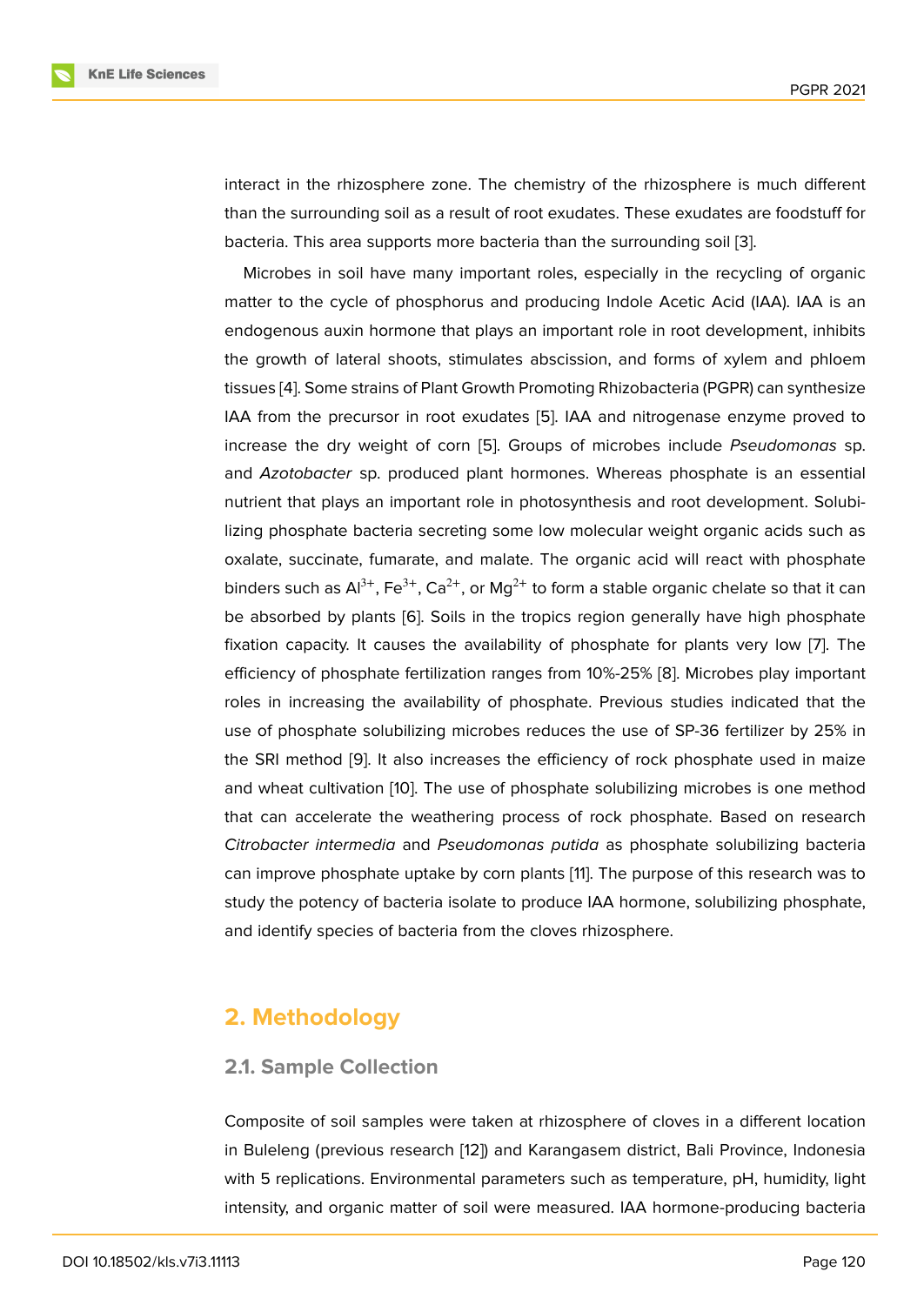interact in the rhizosphere zone. The chemistry of the rhizosphere is much different than the surrounding soil as a result of root exudates. These exudates are foodstuff for bacteria. This area supports more bacteria than the surrounding soil [3].

Microbes in soil have many important roles, especially in the recycling of organic matter to the cycle of phosphorus and producing Indole Acetic Acid (IAA). IAA is an endogenous auxin hormone that plays an important role in root development, inhibits the growth of lateral shoots, stimulates abscission, and forms of xylem and phloem tissues [4]. Some strains of Plant Growth Promoting Rhizobacteria (PGPR) can synthesize IAA from the precursor in root exudates [5]. IAA and nitrogenase enzyme proved to increase the dry weight of corn [5]. Groups of microbes include *Pseudomonas* sp. and *Azotobacter* sp. produced plant hormones. Whereas phosphate is an essential nutrient that plays an important role in photosynthesis and root development. Solubilizing phosphate bacteria secreting some low molecular weight organic acids such as oxalate, succinate, fumarate, and malate. The organic acid will react with phosphate binders such as $Al^{3+}$, $Fe^{3+}$, $Ca^{2+}$, or $Mg^{2+}$ to form a stable organic chelate so that it can be absorbed by plants [6]. Soils in the tropics region generally have high phosphate fixation capacity. It causes the availability of phosphate for plants very low [7]. The efficiency of phosphate fertilization ranges from 10%-25% [8]. Microbes play important roles in increasing the availability of phosphate. Previous studies indicated that the use of phosphate solubilizing microbes reduces the use of SP-36 fertilizer by 25% in the SRI method [9]. It also increases the efficiency of rock phosphate used in maize and wheat cultivation [10]. The use of phosphate solubilizing microbes is one method that can accelerate the weathering process of rock phosphate. Based on research *Citrobacter intermedia* and *Pseudomonas putida* as phosphate solubilizing bacteria can improve phosphate uptake by corn plants [11]. The purpose of this research was to study the potency of bacteria isolate to produce IAA hormone, solubilizing phosphate, and identify species of bacteria from the cloves rhizosphere.

## 2. Methodology

### 2.1. Sample Collection

Composite of soil samples were taken at rhizosphere of cloves in a different location in Buleleng (previous research [12]) and Karangasem district, Bali Province, Indonesia with 5 replications. Environmental parameters such as temperature, pH, humidity, light intensity, and organic matter of soil were measured. IAA hormone-producing bacteria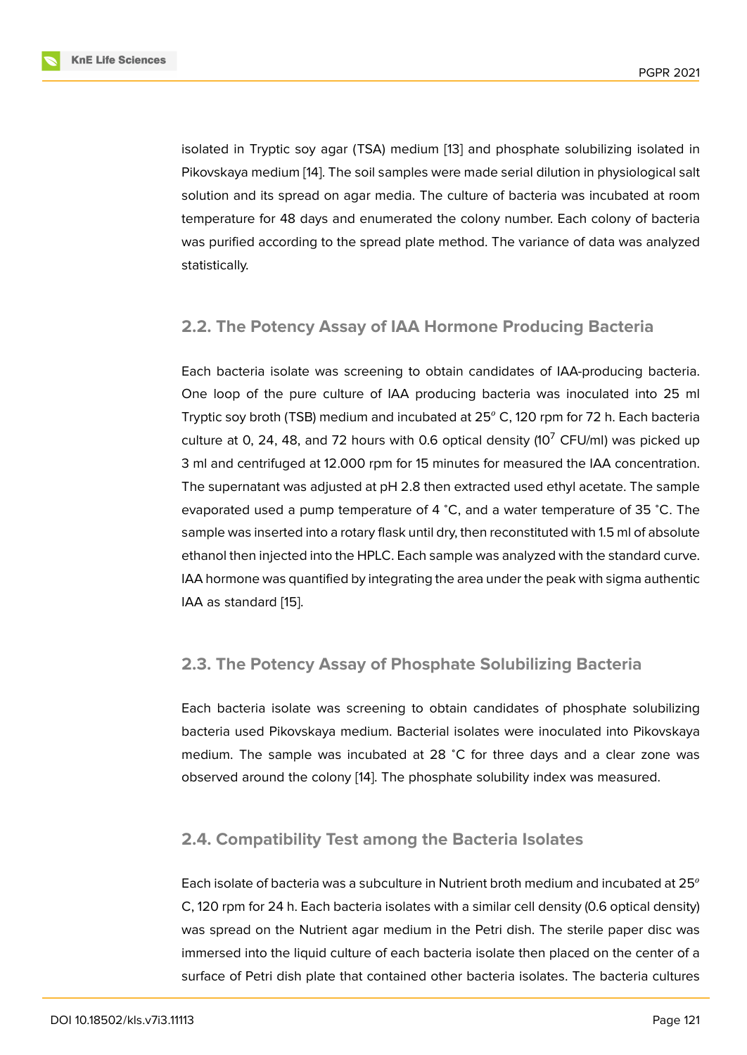isolated in Tryptic soy agar (TSA) medium [13] and phosphate solubilizing isolated in Pikovskaya medium [14]. The soil samples were made serial dilution in physiological salt solution and its spread on agar media. The culture of bacteria was incubated at room temperature for 48 days and enumerated the colony number. Each colony of bacteria was purified according to the spread plate method. The variance of data was analyzed statistically.

## 2.2. The Potency Assay of IAA Hormone Producing Bacteria

Each bacteria isolate was screening to obtain candidates of IAA-producing bacteria. One loop of the pure culture of IAA producing bacteria was inoculated into 25 ml Tryptic soy broth (TSB) medium and incubated at 25$^o$ C, 120 rpm for 72 h. Each bacteria culture at 0, 24, 48, and 72 hours with 0.6 optical density ($10^7$ CFU/ml) was picked up 3 ml and centrifuged at 12.000 rpm for 15 minutes for measured the IAA concentration. The supernatant was adjusted at pH 2.8 then extracted used ethyl acetate. The sample evaporated used a pump temperature of 4 ˚C, and a water temperature of 35 ˚C. The sample was inserted into a rotary flask until dry, then reconstituted with 1.5 ml of absolute ethanol then injected into the HPLC. Each sample was analyzed with the standard curve. IAA hormone was quantified by integrating the area under the peak with sigma authentic IAA as standard [15].

## 2.3. The Potency Assay of Phosphate Solubilizing Bacteria

Each bacteria isolate was screening to obtain candidates of phosphate solubilizing bacteria used Pikovskaya medium. Bacterial isolates were inoculated into Pikovskaya medium. The sample was incubated at 28 ˚C for three days and a clear zone was observed around the colony [14]. The phosphate solubility index was measured.

## 2.4. Compatibility Test among the Bacteria Isolates

Each isolate of bacteria was a subculture in Nutrient broth medium and incubated at 25$^o$ C, 120 rpm for 24 h. Each bacteria isolates with a similar cell density (0.6 optical density) was spread on the Nutrient agar medium in the Petri dish. The sterile paper disc was immersed into the liquid culture of each bacteria isolate then placed on the center of a surface of Petri dish plate that contained other bacteria isolates. The bacteria cultures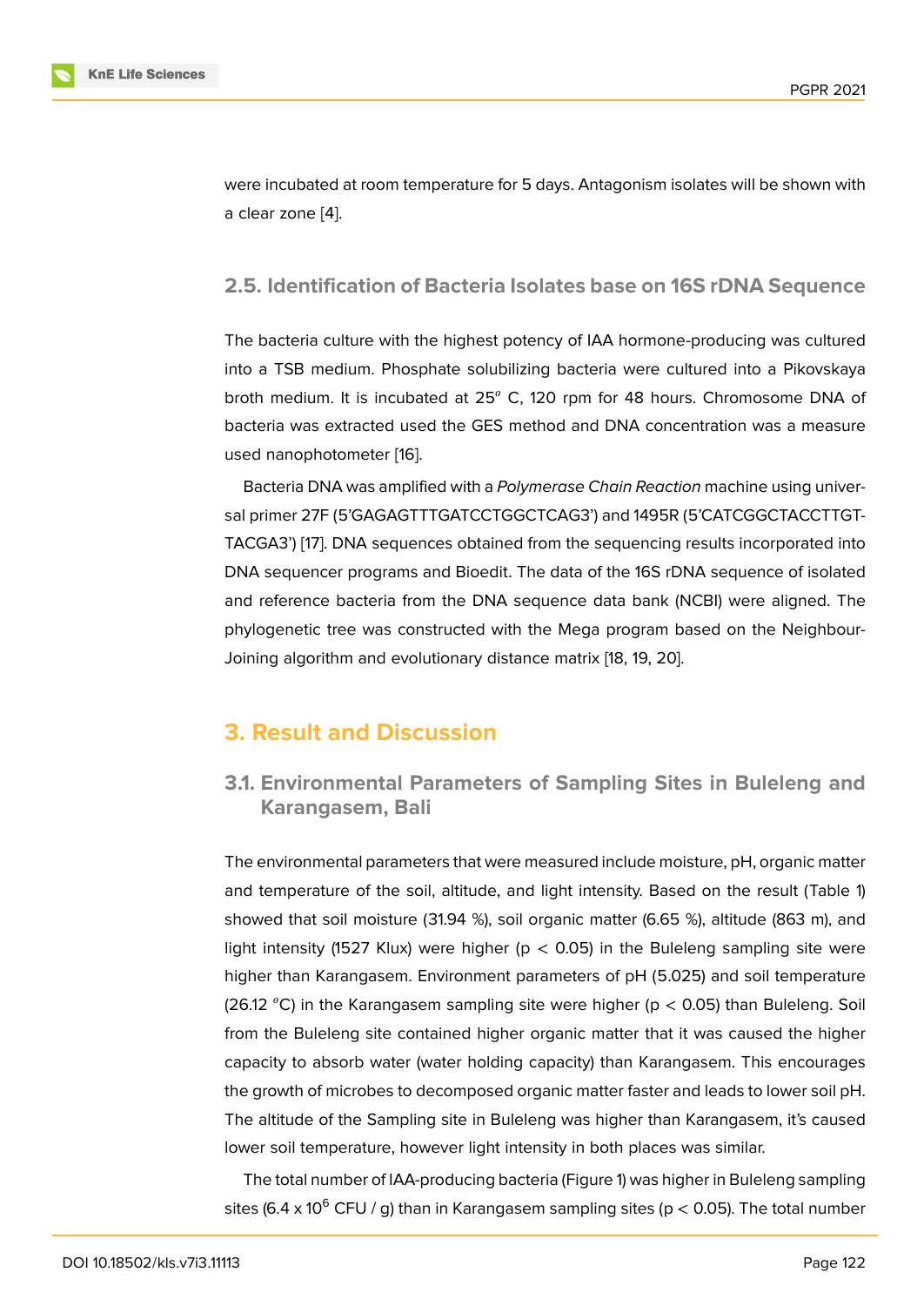were incubated at room temperature for 5 days. Antagonism isolates will be shown with a clear zone [4].

### 2.5. Identification of Bacteria Isolates base on 16S rDNA Sequence

The bacteria culture with the highest potency of IAA hormone-producing was cultured into a TSB medium. Phosphate solubilizing bacteria were cultured into a Pikovskaya broth medium. It is incubated at $25^o$ C, 120 rpm for 48 hours. Chromosome DNA of bacteria was extracted used the GES method and DNA concentration was a measure used nanophotometer [16].

Bacteria DNA was amplified with a *Polymerase Chain Reaction* machine using universal primer 27F (5'GAGAGTTTGATCCTGGCTCAG3') and 1495R (5'CATCGGCTACCTTGTTACGA3') [17]. DNA sequences obtained from the sequencing results incorporated into DNA sequencer programs and Bioedit. The data of the 16S rDNA sequence of isolated and reference bacteria from the DNA sequence data bank (NCBI) were aligned. The phylogenetic tree was constructed with the Mega program based on the Neighbour-Joining algorithm and evolutionary distance matrix [18, 19, 20].

## 3. Result and Discussion

### 3.1. Environmental Parameters of Sampling Sites in Buleleng and Karangasem, Bali

The environmental parameters that were measured include moisture, pH, organic matter and temperature of the soil, altitude, and light intensity. Based on the result (Table 1) showed that soil moisture (31.94 %), soil organic matter (6.65 %), altitude (863 m), and light intensity (1527 Klux) were higher ($p < 0.05$) in the Buleleng sampling site were higher than Karangasem. Environment parameters of pH (5.025) and soil temperature (26.12 $^o$C) in the Karangasem sampling site were higher ($p < 0.05$) than Buleleng. Soil from the Buleleng site contained higher organic matter that it was caused the higher capacity to absorb water (water holding capacity) than Karangasem. This encourages the growth of microbes to decomposed organic matter faster and leads to lower soil pH. The altitude of the Sampling site in Buleleng was higher than Karangasem, it's caused lower soil temperature, however light intensity in both places was similar.

The total number of IAA-producing bacteria (Figure 1) was higher in Buleleng sampling sites ($6.4 \times 10^6$ CFU / g) than in Karangasem sampling sites ($p < 0.05$). The total number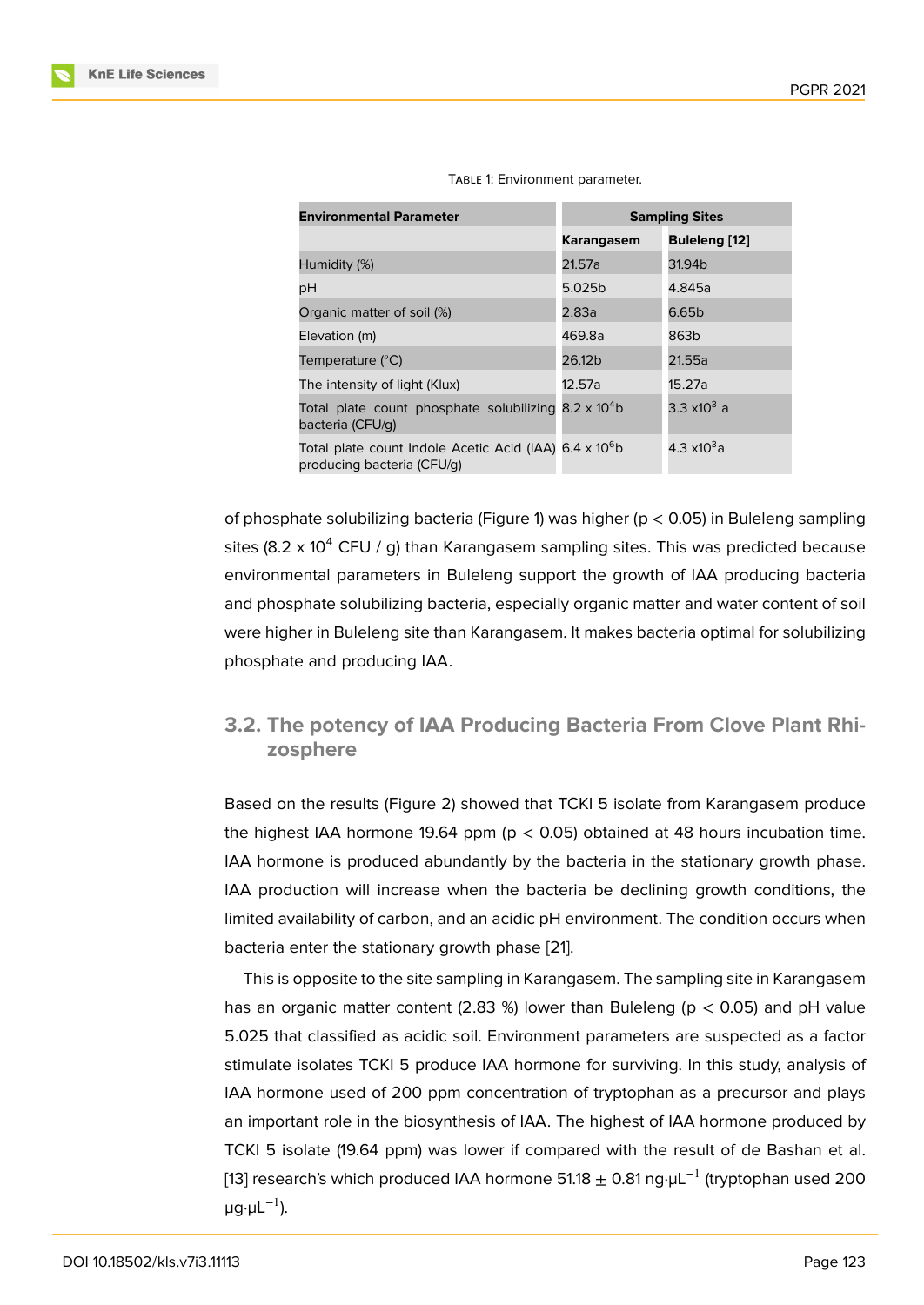Table 1: Environment parameter.

| Environmental Parameter | Sampling Sites | |
|---|---|---|
| | Karangasem | Buleleng [12] |
| Humidity (%) | 21.57a | 31.94b |
| pH | 5.025b | 4.845a |
| Organic matter of soil (%) | 2.83a | 6.65b |
| Elevation (m) | 469.8a | 863b |
| Temperature (°C) | 26.12b | 21.55a |
| The intensity of light (Klux) | 12.57a | 15.27a |
| Total plate count phosphate solubilizing bacteria (CFU/g) | 8.2 x $10^4$b | 3.3 x$10^3$ a |
| Total plate count Indole Acetic Acid (IAA) producing bacteria (CFU/g) | 6.4 x $10^6$b | 4.3 x$10^3$a |

of phosphate solubilizing bacteria (Figure 1) was higher ($p < 0.05$) in Buleleng sampling sites (8.2 x $10^4$ CFU / g) than Karangasem sampling sites. This was predicted because environmental parameters in Buleleng support the growth of IAA producing bacteria and phosphate solubilizing bacteria, especially organic matter and water content of soil were higher in Buleleng site than Karangasem. It makes bacteria optimal for solubilizing phosphate and producing IAA.

### 3.2. The potency of IAA Producing Bacteria From Clove Plant Rhizosphere

Based on the results (Figure 2) showed that TCKI 5 isolate from Karangasem produce the highest IAA hormone 19.64 ppm ($p < 0.05$) obtained at 48 hours incubation time. IAA hormone is produced abundantly by the bacteria in the stationary growth phase. IAA production will increase when the bacteria be declining growth conditions, the limited availability of carbon, and an acidic pH environment. The condition occurs when bacteria enter the stationary growth phase [21].

This is opposite to the site sampling in Karangasem. The sampling site in Karangasem has an organic matter content (2.83 %) lower than Buleleng ($p < 0.05$) and pH value 5.025 that classified as acidic soil. Environment parameters are suspected as a factor stimulate isolates TCKI 5 produce IAA hormone for surviving. In this study, analysis of IAA hormone used of 200 ppm concentration of tryptophan as a precursor and plays an important role in the biosynthesis of IAA. The highest of IAA hormone produced by TCKI 5 isolate (19.64 ppm) was lower if compared with the result of de Bashan et al. [13] research's which produced IAA hormone $51.18 \pm 0.81$ ng·$\mu L^{-1}$ (tryptophan used 200 µg·$\mu L^{-1}$).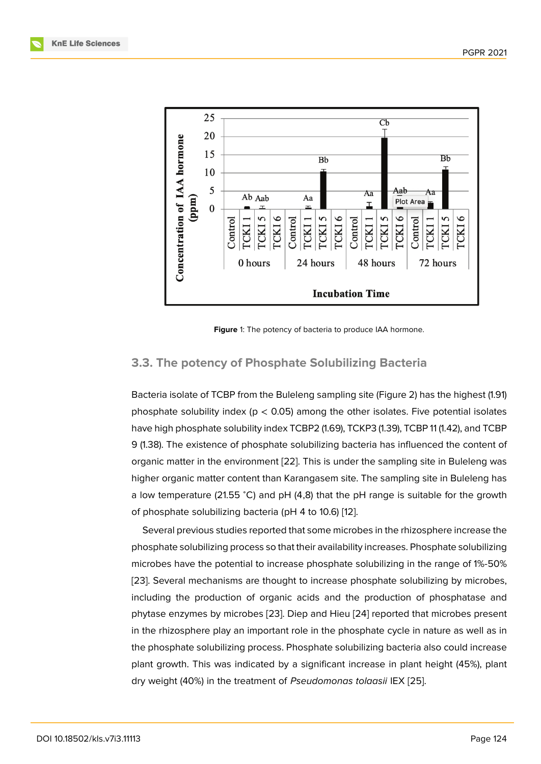**Figure** 1: The potency of bacteria to produce IAA hormone.

### 3.3. The potency of Phosphate Solubilizing Bacteria

Bacteria isolate of TCBP from the Buleleng sampling site (Figure 2) has the highest (1.91) phosphate solubility index ($p < 0.05$) among the other isolates. Five potential isolates have high phosphate solubility index TCBP2 (1.69), TCKP3 (1.39), TCBP 11 (1.42), and TCBP 9 (1.38). The existence of phosphate solubilizing bacteria has influenced the content of organic matter in the environment [22]. This is under the sampling site in Buleleng was higher organic matter content than Karangasem site. The sampling site in Buleleng has a low temperature (21.55 ˚C) and pH (4,8) that the pH range is suitable for the growth of phosphate solubilizing bacteria (pH 4 to 10.6) [12].

Several previous studies reported that some microbes in the rhizosphere increase the phosphate solubilizing process so that their availability increases. Phosphate solubilizing microbes have the potential to increase phosphate solubilizing in the range of 1%-50% [23]. Several mechanisms are thought to increase phosphate solubilizing by microbes, including the production of organic acids and the production of phosphatase and phytase enzymes by microbes [23]. Diep and Hieu [24] reported that microbes present in the rhizosphere play an important role in the phosphate cycle in nature as well as in the phosphate solubilizing process. Phosphate solubilizing bacteria also could increase plant growth. This was indicated by a significant increase in plant height (45%), plant dry weight (40%) in the treatment of *Pseudomonas tolaasii* IEX [25].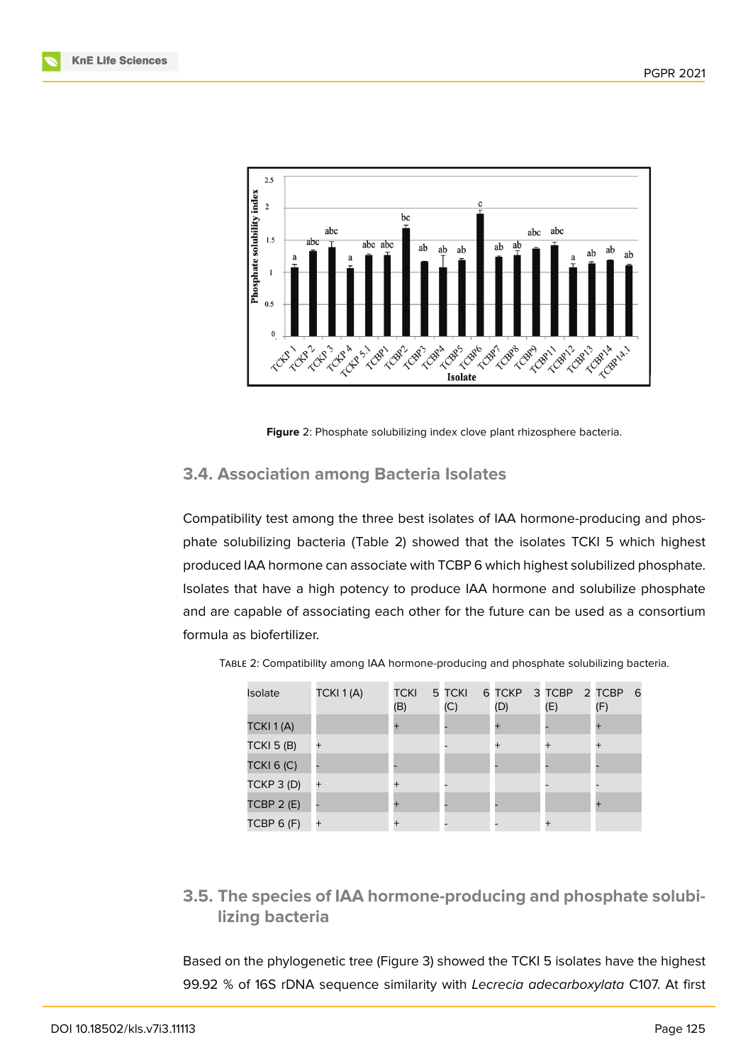Figure 2: Phosphate solubilizing index clove plant rhizosphere bacteria.

### 3.4. Association among Bacteria Isolates

Compatibility test among the three best isolates of IAA hormone-producing and phosphate solubilizing bacteria (Table 2) showed that the isolates TCKI 5 which highest produced IAA hormone can associate with TCBP 6 which highest solubilized phosphate. Isolates that have a high potency to produce IAA hormone and solubilize phosphate and are capable of associating each other for the future can be used as a consortium formula as biofertilizer.

Table 2: Compatibility among IAA hormone-producing and phosphate solubilizing bacteria.

| Isolate | TCKI 1 (A) | TCKI 5 (B) | TCKI 6 (C) | TCKP 3 (D) | TCBP 2 (E) | TCBP 6 (F) |
|---|---|---|---|---|---|---|
| TCKI 1 (A) | | + | - | + | - | + |
| TCKI 5 (B) | + | | - | + | + | + |
| TCKI 6 (C) | - | - | | - | - | - |
| TCKP 3 (D) | + | + | - | | - | - |
| TCBP 2 (E) | - | + | - | - | | + |
| TCBP 6 (F) | + | + | - | - | + | |

### 3.5. The species of IAA hormone-producing and phosphate solubilizing bacteria

Based on the phylogenetic tree (Figure 3) showed the TCKI 5 isolates have the highest 99.92 % of 16S rDNA sequence similarity with *Lecrecia adecarboxylata* C107. At first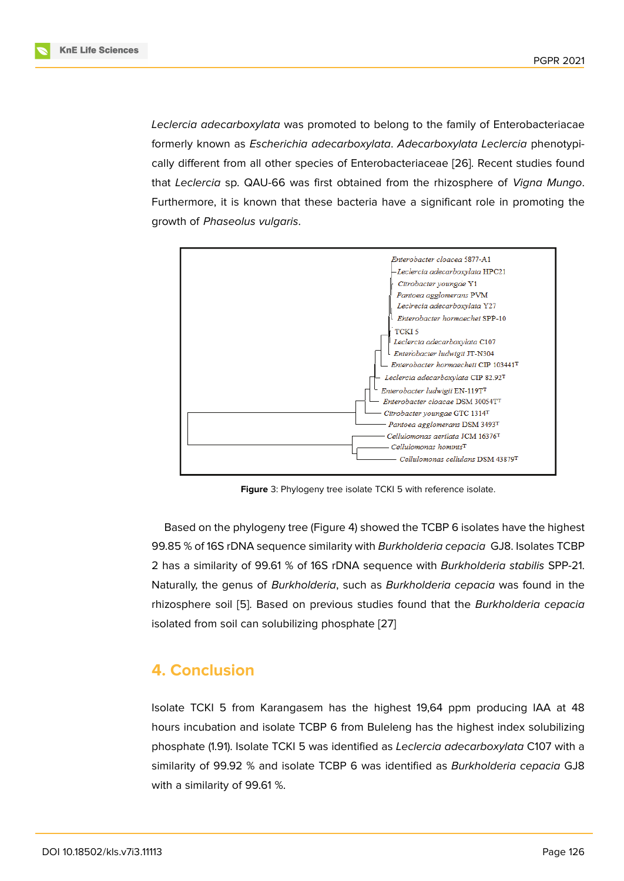*Leclercia adecarboxylata* was promoted to belong to the family of Enterobacteriacae formerly known as *Escherichia adecarboxylata*. *Adecarboxylata Leclercia* phenotypically different from all other species of Enterobacteriaceae [26]. Recent studies found that *Leclercia* sp. QAU-66 was first obtained from the rhizosphere of *Vigna Mungo*. Furthermore, it is known that these bacteria have a significant role in promoting the growth of *Phaseolus vulgaris*.

**Figure** 3: Phylogeny tree isolate TCKI 5 with reference isolate.

Based on the phylogeny tree (Figure 4) showed the TCBP 6 isolates have the highest 99.85 % of 16S rDNA sequence similarity with *Burkholderia cepacia* GJ8. Isolates TCBP 2 has a similarity of 99.61 % of 16S rDNA sequence with *Burkholderia stabilis* SPP-21. Naturally, the genus of *Burkholderia*, such as *Burkholderia cepacia* was found in the rhizosphere soil [5]. Based on previous studies found that the *Burkholderia cepacia* isolated from soil can solubilizing phosphate [27]

## 4. Conclusion

Isolate TCKI 5 from Karangasem has the highest 19,64 ppm producing IAA at 48 hours incubation and isolate TCBP 6 from Buleleng has the highest index solubilizing phosphate (1.91). Isolate TCKI 5 was identified as *Leclercia adecarboxylata* C107 with a similarity of 99.92 % and isolate TCBP 6 was identified as *Burkholderia cepacia* GJ8 with a similarity of 99.61 %.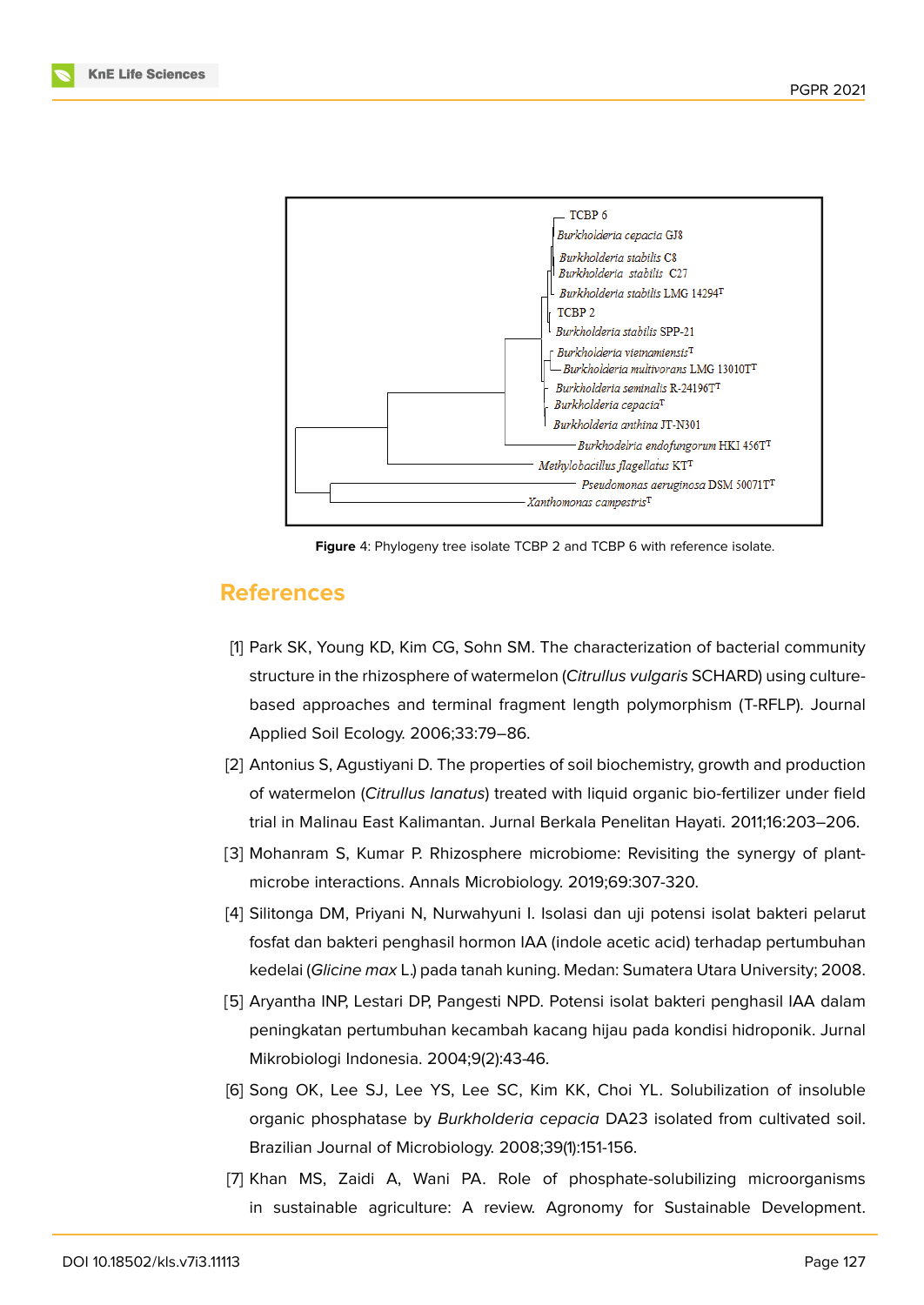Figure 4: Phylogeny tree isolate TCBP 2 and TCBP 6 with reference isolate.

## References

[1] Park SK, Young KD, Kim CG, Sohn SM. The characterization of bacterial community structure in the rhizosphere of watermelon (*Citrullus vulgaris* SCHARD) using culture-based approaches and terminal fragment length polymorphism (T-RFLP). Journal Applied Soil Ecology. 2006;33:79–86.

[2] Antonius S, Agustiyani D. The properties of soil biochemistry, growth and production of watermelon (*Citrullus lanatus*) treated with liquid organic bio-fertilizer under field trial in Malinau East Kalimantan. Jurnal Berkala Penelitan Hayati. 2011;16:203–206.

[3] Mohanram S, Kumar P. Rhizosphere microbiome: Revisiting the synergy of plant-microbe interactions. Annals Microbiology. 2019;69:307-320.

[4] Silitonga DM, Priyani N, Nurwahyuni I. Isolasi dan uji potensi isolat bakteri pelarut fosfat dan bakteri penghasil hormon IAA (indole acetic acid) terhadap pertumbuhan kedelai (*Glicine max* L.) pada tanah kuning. Medan: Sumatera Utara University; 2008.

[5] Aryantha INP, Lestari DP, Pangesti NPD. Potensi isolat bakteri penghasil IAA dalam peningkatan pertumbuhan kecambah kacang hijau pada kondisi hidroponik. Jurnal Mikrobiologi Indonesia. 2004;9(2):43-46.

[6] Song OK, Lee SJ, Lee YS, Lee SC, Kim KK, Choi YL. Solubilization of insoluble organic phosphatase by *Burkholderia cepacia* DA23 isolated from cultivated soil. Brazilian Journal of Microbiology. 2008;39(1):151-156.

[7] Khan MS, Zaidi A, Wani PA. Role of phosphate-solubilizing microorganisms in sustainable agriculture: A review. Agronomy for Sustainable Development.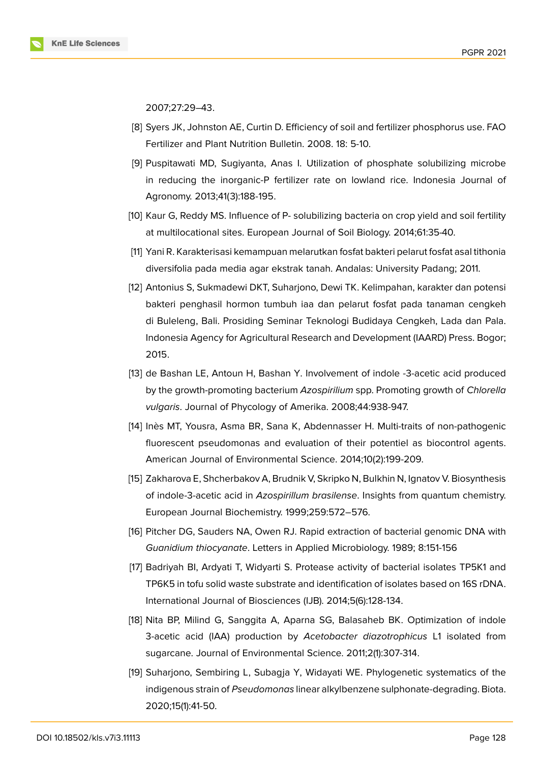2007;27:29–43.

[8] Syers JK, Johnston AE, Curtin D. Efficiency of soil and fertilizer phosphorus use. FAO Fertilizer and Plant Nutrition Bulletin. 2008. 18: 5-10.

[9] Puspitawati MD, Sugiyanta, Anas I. Utilization of phosphate solubilizing microbe in reducing the inorganic-P fertilizer rate on lowland rice. Indonesia Journal of Agronomy. 2013;41(3):188-195.

[10] Kaur G, Reddy MS. Influence of P- solubilizing bacteria on crop yield and soil fertility at multilocational sites. European Journal of Soil Biology. 2014;61:35-40.

[11] Yani R. Karakterisasi kemampuan melarutkan fosfat bakteri pelarut fosfat asal tithonia diversifolia pada media agar ekstrak tanah. Andalas: University Padang; 2011.

[12] Antonius S, Sukmadewi DKT, Suharjono, Dewi TK. Kelimpahan, karakter dan potensi bakteri penghasil hormon tumbuh iaa dan pelarut fosfat pada tanaman cengkeh di Buleleng, Bali. Prosiding Seminar Teknologi Budidaya Cengkeh, Lada dan Pala. Indonesia Agency for Agricultural Research and Development (IAARD) Press. Bogor; 2015.

[13] de Bashan LE, Antoun H, Bashan Y. Involvement of indole -3-acetic acid produced by the growth-promoting bacterium *Azospirilium* spp. Promoting growth of *Chlorella vulgaris*. Journal of Phycology of Amerika. 2008;44:938-947.

[14] Inès MT, Yousra, Asma BR, Sana K, Abdennasser H. Multi-traits of non-pathogenic fluorescent pseudomonas and evaluation of their potentiel as biocontrol agents. American Journal of Environmental Science. 2014;10(2):199-209.

[15] Zakharova E, Shcherbakov A, Brudnik V, Skripko N, Bulkhin N, Ignatov V. Biosynthesis of indole-3-acetic acid in *Azospirillum brasilense*. Insights from quantum chemistry. European Journal Biochemistry. 1999;259:572–576.

[16] Pitcher DG, Sauders NA, Owen RJ. Rapid extraction of bacterial genomic DNA with *Guanidium thiocyanate*. Letters in Applied Microbiology. 1989; 8:151-156

[17] Badriyah BI, Ardyati T, Widyarti S. Protease activity of bacterial isolates TP5K1 and TP6K5 in tofu solid waste substrate and identification of isolates based on 16S rDNA. International Journal of Biosciences (IJB). 2014;5(6):128-134.

[18] Nita BP, Milind G, Sanggita A, Aparna SG, Balasaheb BK. Optimization of indole 3-acetic acid (IAA) production by *Acetobacter diazotrophicus* L1 isolated from sugarcane. Journal of Environmental Science. 2011;2(1):307-314.

[19] Suharjono, Sembiring L, Subagja Y, Widayati WE. Phylogenetic systematics of the indigenous strain of *Pseudomonas* linear alkylbenzene sulphonate-degrading. Biota. 2020;15(1):41-50.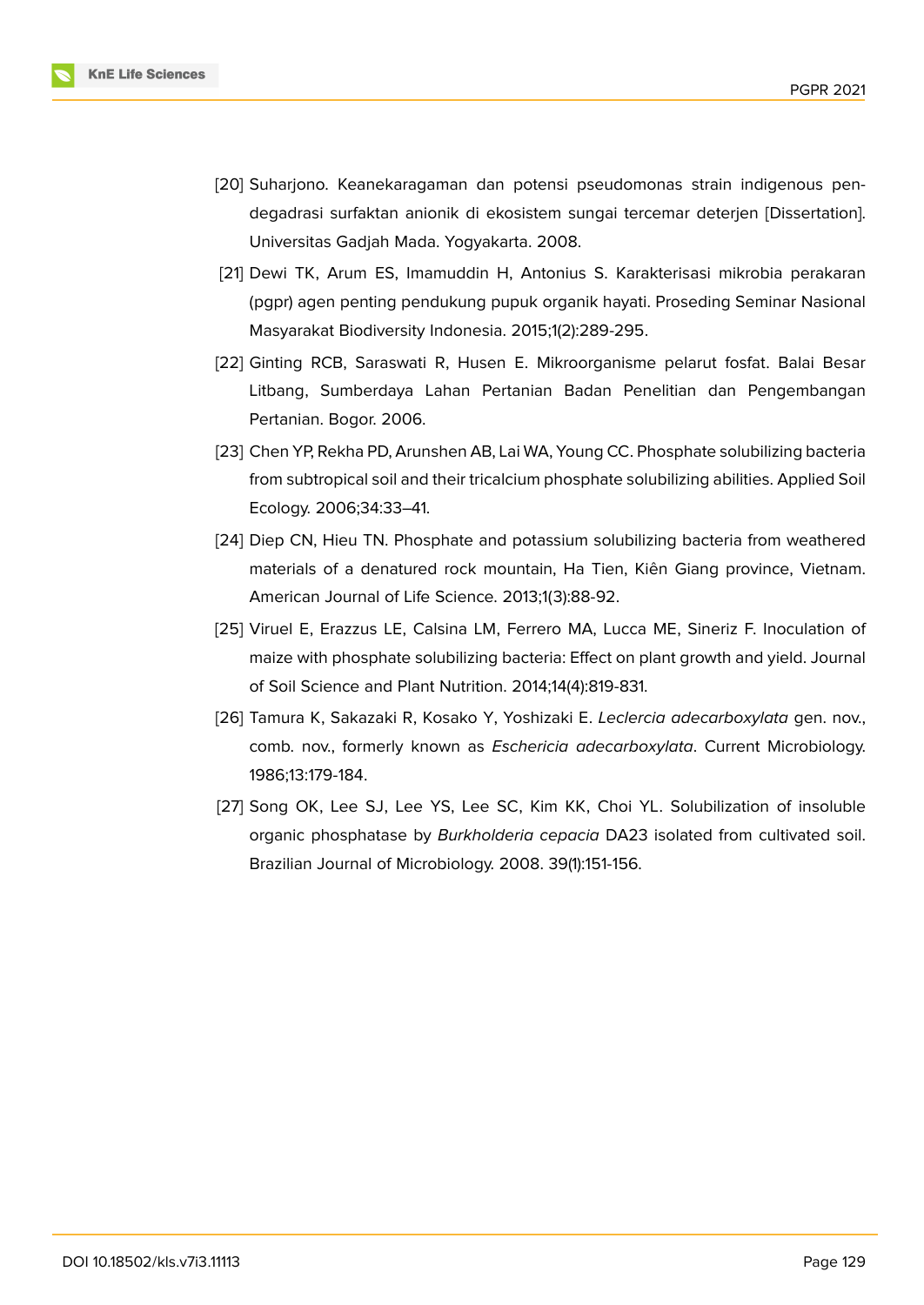[20] Suharjono. Keanekaragaman dan potensi pseudomonas strain indigenous pendegadrasi surfaktan anionik di ekosistem sungai tercemar deterjen [Dissertation]. Universitas Gadjah Mada. Yogyakarta. 2008.

[21] Dewi TK, Arum ES, Imamuddin H, Antonius S. Karakterisasi mikrobia perakaran (pgpr) agen penting pendukung pupuk organik hayati. Proseding Seminar Nasional Masyarakat Biodiversity Indonesia. 2015;1(2):289-295.

[22] Ginting RCB, Saraswati R, Husen E. Mikroorganisme pelarut fosfat. Balai Besar Litbang, Sumberdaya Lahan Pertanian Badan Penelitian dan Pengembangan Pertanian. Bogor. 2006.

[23] Chen YP, Rekha PD, Arunshen AB, Lai WA, Young CC. Phosphate solubilizing bacteria from subtropical soil and their tricalcium phosphate solubilizing abilities. Applied Soil Ecology. 2006;34:33–41.

[24] Diep CN, Hieu TN. Phosphate and potassium solubilizing bacteria from weathered materials of a denatured rock mountain, Ha Tien, Kiên Giang province, Vietnam. American Journal of Life Science. 2013;1(3):88-92.

[25] Viruel E, Erazzus LE, Calsina LM, Ferrero MA, Lucca ME, Sineriz F. Inoculation of maize with phosphate solubilizing bacteria: Effect on plant growth and yield. Journal of Soil Science and Plant Nutrition. 2014;14(4):819-831.

[26] Tamura K, Sakazaki R, Kosako Y, Yoshizaki E. *Leclercia adecarboxylata* gen. nov., comb. nov., formerly known as *Eschericia adecarboxylata*. Current Microbiology. 1986;13:179-184.

[27] Song OK, Lee SJ, Lee YS, Lee SC, Kim KK, Choi YL. Solubilization of insoluble organic phosphatase by *Burkholderia cepacia* DA23 isolated from cultivated soil. Brazilian Journal of Microbiology. 2008. 39(1):151-156.